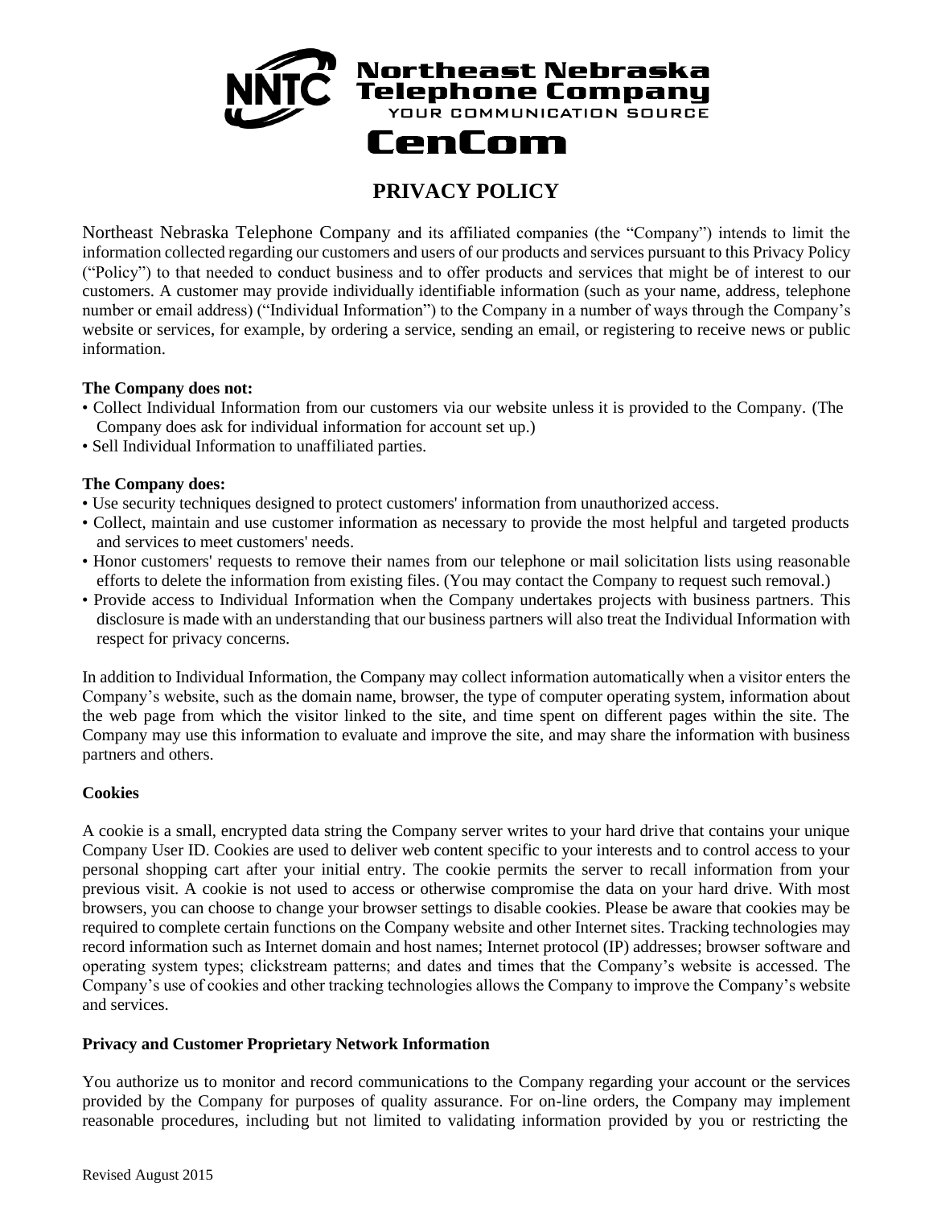NNTC Northeast Nebraska Telephone Company YOUR COMMUNICATION SOURCE

CenCom

# PRIVACY POLICY

Northeast Nebraska Telephone Company and its affiliated companies (the "Company") intends to limit the information collected regarding our customers and users of our products and services pursuant to this Privacy Policy ("Policy") to that needed to conduct business and to offer products and services that might be of interest to our customers. A customer may provide individually identifiable information (such as your name, address, telephone number or email address) ("Individual Information") to the Company in a number of ways through the Company's website or services, for example, by ordering a service, sending an email, or registering to receive news or public information.

**The Company does not:**

- Collect Individual Information from our customers via our website unless it is provided to the Company. (The Company does ask for individual information for account set up.)
- Sell Individual Information to unaffiliated parties.

**The Company does:**

- Use security techniques designed to protect customers' information from unauthorized access.
- Collect, maintain and use customer information as necessary to provide the most helpful and targeted products and services to meet customers' needs.
- Honor customers' requests to remove their names from our telephone or mail solicitation lists using reasonable efforts to delete the information from existing files. (You may contact the Company to request such removal.)
- Provide access to Individual Information when the Company undertakes projects with business partners. This disclosure is made with an understanding that our business partners will also treat the Individual Information with respect for privacy concerns.

In addition to Individual Information, the Company may collect information automatically when a visitor enters the Company's website, such as the domain name, browser, the type of computer operating system, information about the web page from which the visitor linked to the site, and time spent on different pages within the site. The Company may use this information to evaluate and improve the site, and may share the information with business partners and others.

**Cookies**

A cookie is a small, encrypted data string the Company server writes to your hard drive that contains your unique Company User ID. Cookies are used to deliver web content specific to your interests and to control access to your personal shopping cart after your initial entry. The cookie permits the server to recall information from your previous visit. A cookie is not used to access or otherwise compromise the data on your hard drive. With most browsers, you can choose to change your browser settings to disable cookies. Please be aware that cookies may be required to complete certain functions on the Company website and other Internet sites. Tracking technologies may record information such as Internet domain and host names; Internet protocol (IP) addresses; browser software and operating system types; clickstream patterns; and dates and times that the Company's website is accessed. The Company's use of cookies and other tracking technologies allows the Company to improve the Company's website and services.

**Privacy and Customer Proprietary Network Information**

You authorize us to monitor and record communications to the Company regarding your account or the services provided by the Company for purposes of quality assurance. For on-line orders, the Company may implement reasonable procedures, including but not limited to validating information provided by you or restricting the

Revised August 2015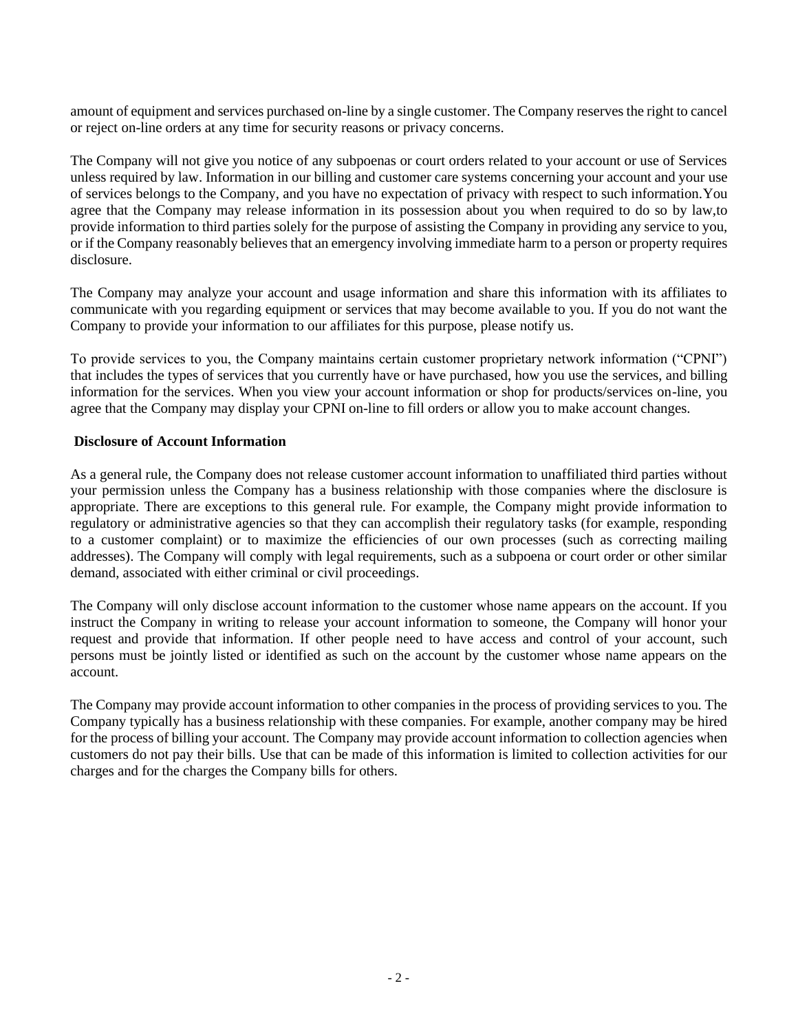amount of equipment and services purchased on-line by a single customer. The Company reserves the right to cancel or reject on-line orders at any time for security reasons or privacy concerns.

The Company will not give you notice of any subpoenas or court orders related to your account or use of Services unless required by law. Information in our billing and customer care systems concerning your account and your use of services belongs to the Company, and you have no expectation of privacy with respect to such information.You agree that the Company may release information in its possession about you when required to do so by law,to provide information to third parties solely for the purpose of assisting the Company in providing any service to you, or if the Company reasonably believes that an emergency involving immediate harm to a person or property requires disclosure.

The Company may analyze your account and usage information and share this information with its affiliates to communicate with you regarding equipment or services that may become available to you. If you do not want the Company to provide your information to our affiliates for this purpose, please notify us.

To provide services to you, the Company maintains certain customer proprietary network information ("CPNI") that includes the types of services that you currently have or have purchased, how you use the services, and billing information for the services. When you view your account information or shop for products/services on-line, you agree that the Company may display your CPNI on-line to fill orders or allow you to make account changes.

**Disclosure of Account Information**

As a general rule, the Company does not release customer account information to unaffiliated third parties without your permission unless the Company has a business relationship with those companies where the disclosure is appropriate. There are exceptions to this general rule. For example, the Company might provide information to regulatory or administrative agencies so that they can accomplish their regulatory tasks (for example, responding to a customer complaint) or to maximize the efficiencies of our own processes (such as correcting mailing addresses). The Company will comply with legal requirements, such as a subpoena or court order or other similar demand, associated with either criminal or civil proceedings.

The Company will only disclose account information to the customer whose name appears on the account. If you instruct the Company in writing to release your account information to someone, the Company will honor your request and provide that information. If other people need to have access and control of your account, such persons must be jointly listed or identified as such on the account by the customer whose name appears on the account.

The Company may provide account information to other companies in the process of providing services to you. The Company typically has a business relationship with these companies. For example, another company may be hired for the process of billing your account. The Company may provide account information to collection agencies when customers do not pay their bills. Use that can be made of this information is limited to collection activities for our charges and for the charges the Company bills for others.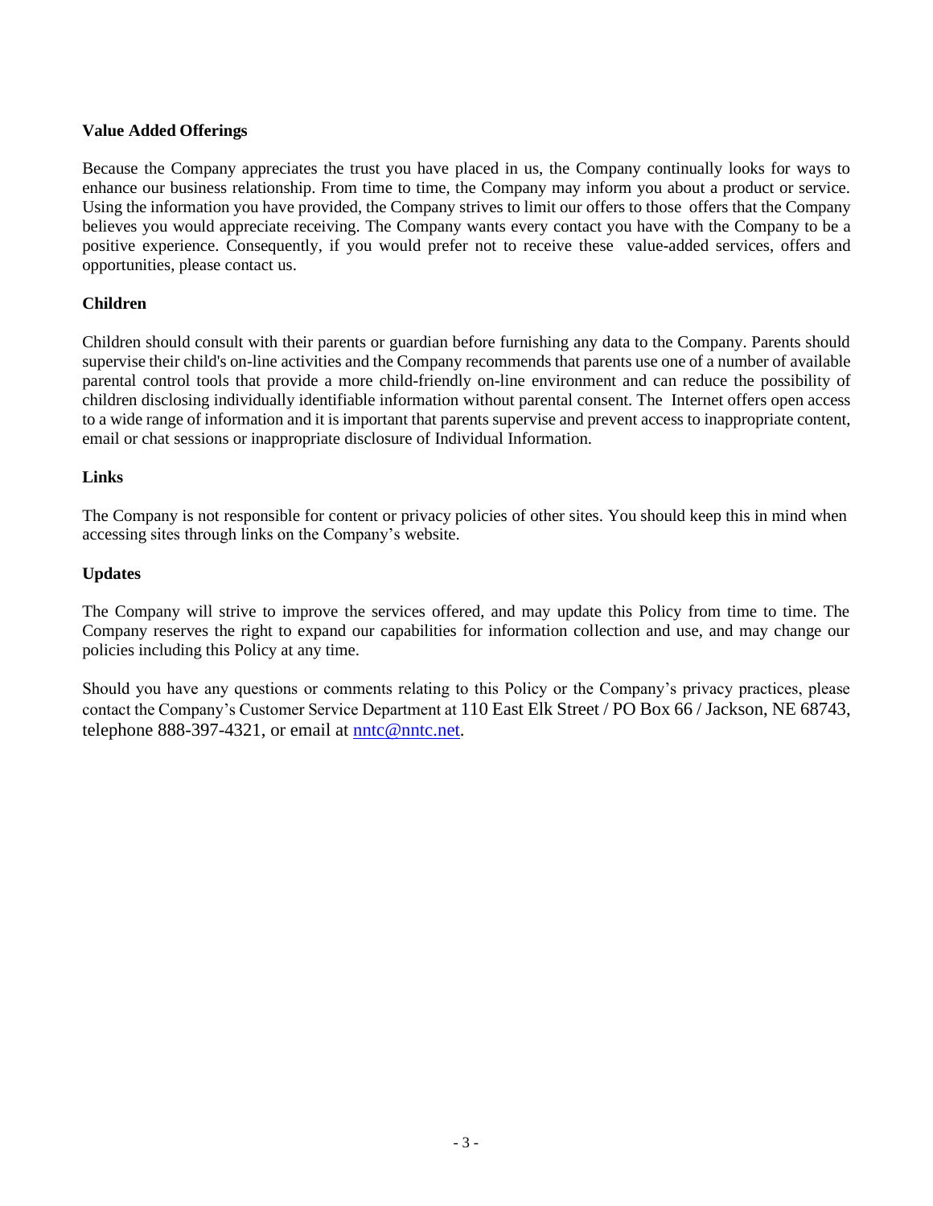**Value Added Offerings**

Because the Company appreciates the trust you have placed in us, the Company continually looks for ways to enhance our business relationship. From time to time, the Company may inform you about a product or service. Using the information you have provided, the Company strives to limit our offers to those offers that the Company believes you would appreciate receiving. The Company wants every contact you have with the Company to be a positive experience. Consequently, if you would prefer not to receive these value-added services, offers and opportunities, please contact us.

**Children**

Children should consult with their parents or guardian before furnishing any data to the Company. Parents should supervise their child's on-line activities and the Company recommends that parents use one of a number of available parental control tools that provide a more child-friendly on-line environment and can reduce the possibility of children disclosing individually identifiable information without parental consent. The Internet offers open access to a wide range of information and it is important that parents supervise and prevent access to inappropriate content, email or chat sessions or inappropriate disclosure of Individual Information.

**Links**

The Company is not responsible for content or privacy policies of other sites. You should keep this in mind when accessing sites through links on the Company's website.

**Updates**

The Company will strive to improve the services offered, and may update this Policy from time to time. The Company reserves the right to expand our capabilities for information collection and use, and may change our policies including this Policy at any time.

Should you have any questions or comments relating to this Policy or the Company's privacy practices, please contact the Company's Customer Service Department at 110 East Elk Street / PO Box 66 / Jackson, NE 68743, telephone 888-397-4321, or email at nntc@nntc.net.